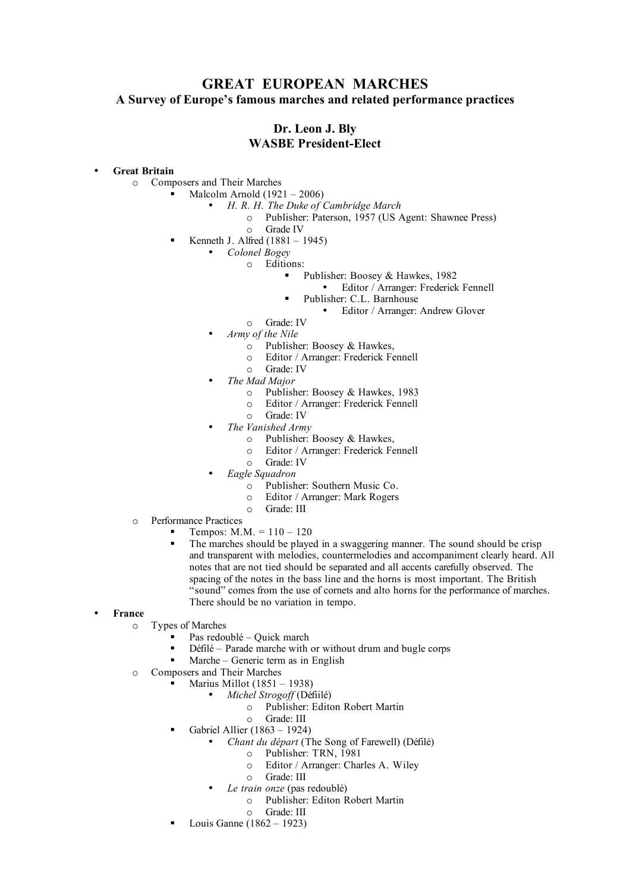# GREAT EUROPEAN MARCHES

## A Survey of Europe's famous marches and related performance practices

**Dr. Leon J. Bly**
**WASBE President-Elect**

- **Great Britain**
  - Composers and Their Marches
    - Malcolm Arnold (1921 – 2006)
      - *H. R. H. The Duke of Cambridge March*
        - Publisher: Paterson, 1957 (US Agent: Shawnee Press)
        - Grade IV
    - Kenneth J. Alfred (1881 – 1945)
      - *Colonel Bogey*
        - Editions:
          - Publisher: Boosey & Hawkes, 1982
            - Editor / Arranger: Frederick Fennell
          - Publisher: C.L. Barnhouse
            - Editor / Arranger: Andrew Glover
        - Grade: IV
      - *Army of the Nile*
        - Publisher: Boosey & Hawkes,
        - Editor / Arranger: Frederick Fennell
        - Grade: IV
      - *The Mad Major*
        - Publisher: Boosey & Hawkes, 1983
        - Editor / Arranger: Frederick Fennell
        - Grade: IV
      - *The Vanished Army*
        - Publisher: Boosey & Hawkes,
        - Editor / Arranger: Frederick Fennell
        - Grade: IV
      - *Eagle Squadron*
        - Publisher: Southern Music Co.
        - Editor / Arranger: Mark Rogers
        - Grade: III
  - Performance Practices
    - Tempos: M.M. = 110 – 120
    - The marches should be played in a swaggering manner. The sound should be crisp and transparent with melodies, countermelodies and accompaniment clearly heard. All notes that are not tied should be separated and all accents carefully observed. The spacing of the notes in the bass line and the horns is most important. The British "sound" comes from the use of cornets and alto horns for the performance of marches. There should be no variation in tempo.
- **France**
  - Types of Marches
    - Pas redoublé – Quick march
    - Défilé – Parade marche with or without drum and bugle corps
    - Marche – Generic term as in English
  - Composers and Their Marches
    - Marius Millot (1851 – 1938)
      - *Michel Strogoff* (Défiilé)
        - Publisher: Editon Robert Martin
        - Grade: III
    - Gabriel Allier (1863 – 1924)
      - *Chant du départ* (The Song of Farewell) (Défilé)
        - Publisher: TRN, 1981
        - Editor / Arranger: Charles A. Wiley
        - Grade: III
      - *Le train onze* (pas redoublé)
        - Publisher: Editon Robert Martin
        - Grade: III
    - Louis Ganne (1862 – 1923)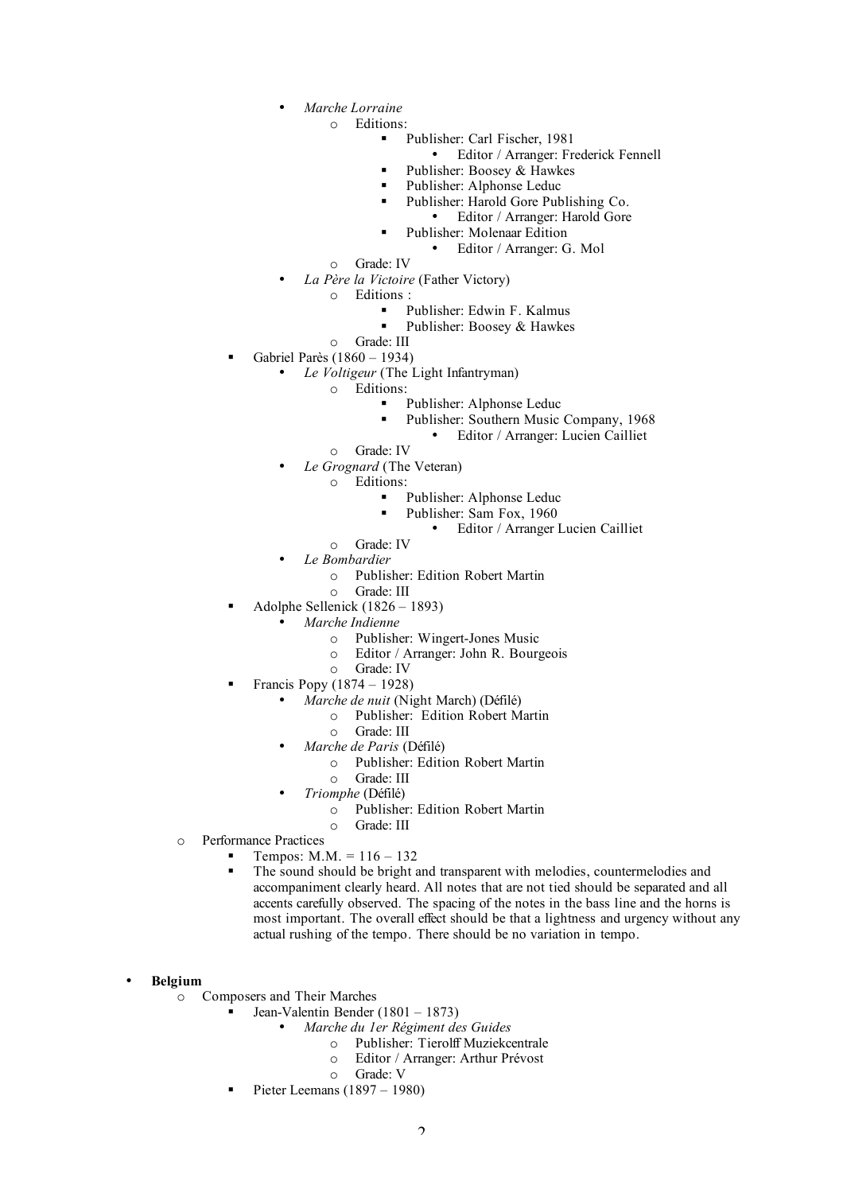- *Marche Lorraine*
  - Editions:
    - Publisher: Carl Fischer, 1981
      - Editor / Arranger: Frederick Fennell
    - Publisher: Boosey & Hawkes
    - Publisher: Alphonse Leduc
    - Publisher: Harold Gore Publishing Co.
      - Editor / Arranger: Harold Gore
    - Publisher: Molenaar Edition
      - Editor / Arranger: G. Mol
  - Grade: IV
- *La Père la Victoire* (Father Victory)
  - Editions :
    - Publisher: Edwin F. Kalmus
    - Publisher: Boosey & Hawkes
  - Grade: III

- Gabriel Parès (1860 – 1934)
  - *Le Voltigeur* (The Light Infantryman)
    - Editions:
      - Publisher: Alphonse Leduc
      - Publisher: Southern Music Company, 1968
        - Editor / Arranger: Lucien Cailliet
    - Grade: IV
  - *Le Grognard* (The Veteran)
    - Editions:
      - Publisher: Alphonse Leduc
      - Publisher: Sam Fox, 1960
        - Editor / Arranger Lucien Cailliet
    - Grade: IV
  - *Le Bombardier*
    - Publisher: Edition Robert Martin
    - Grade: III
- Adolphe Sellenick (1826 – 1893)
  - *Marche Indienne*
    - Publisher: Wingert-Jones Music
    - Editor / Arranger: John R. Bourgeois
    - Grade: IV
- Francis Popy (1874 – 1928)
  - *Marche de nuit* (Night March) (Défilé)
    - Publisher: Edition Robert Martin
    - Grade: III
  - *Marche de Paris* (Défilé)
    - Publisher: Edition Robert Martin
    - Grade: III
  - *Triomphe* (Défilé)
    - Publisher: Edition Robert Martin
    - Grade: III

- Performance Practices
  - Tempos: M.M. = 116 – 132
  - The sound should be bright and transparent with melodies, countermelodies and accompaniment clearly heard. All notes that are not tied should be separated and all accents carefully observed. The spacing of the notes in the bass line and the horns is most important. The overall effect should be that a lightness and urgency without any actual rushing of the tempo. There should be no variation in tempo.

- **Belgium**
  - Composers and Their Marches
    - Jean-Valentin Bender (1801 – 1873)
      - *Marche du 1er Régiment des Guides*
        - Publisher: Tierolff Muziekcentrale
        - Editor / Arranger: Arthur Prévost
        - Grade: V
    - Pieter Leemans (1897 – 1980)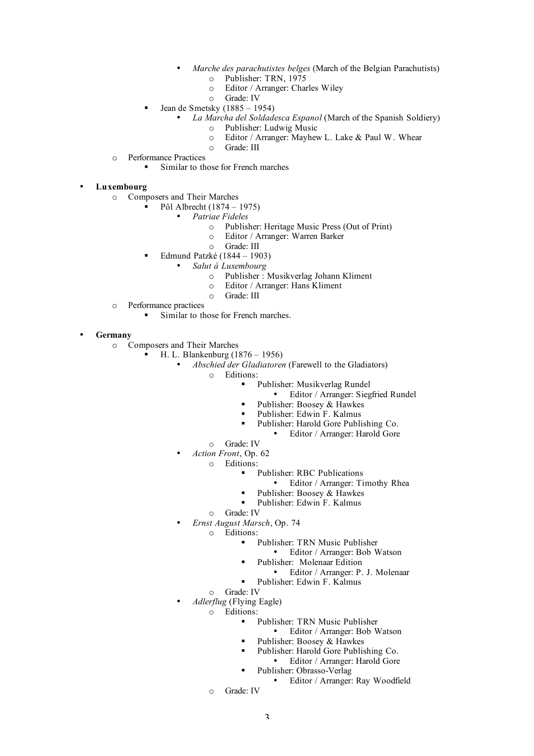- *Marche des parachutistes belges* (March of the Belgian Parachutists)
                - Publisher: TRN, 1975
                - Editor / Arranger: Charles Wiley
                - Grade: IV
        - Jean de Smetsky (1885 – 1954)
            - *La Marcha del Soldadesca Espanol* (March of the Spanish Soldiery)
                - Publisher: Ludwig Music
                - Editor / Arranger: Mayhew L. Lake & Paul W. Whear
                - Grade: III
    - Performance Practices
        - Similar to those for French marches

- **Luxembourg**
    - Composers and Their Marches
        - Pôl Albrecht (1874 – 1975)
            - *Patriae Fideles*
                - Publisher: Heritage Music Press (Out of Print)
                - Editor / Arranger: Warren Barker
                - Grade: III
        - Edmund Patzké (1844 – 1903)
            - *Salut à Luxembourg*
                - Publisher : Musikverlag Johann Kliment
                - Editor / Arranger: Hans Kliment
                - Grade: III
    - Performance practices
        - Similar to those for French marches.

- **Germany**
    - Composers and Their Marches
        - H. L. Blankenburg (1876 – 1956)
            - *Abschied der Gladiatoren* (Farewell to the Gladiators)
                - Editions:
                    - Publisher: Musikverlag Rundel
                        - Editor / Arranger: Siegfried Rundel
                    - Publisher: Boosey & Hawkes
                    - Publisher: Edwin F. Kalmus
                    - Publisher: Harold Gore Publishing Co.
                        - Editor / Arranger: Harold Gore
                - Grade: IV
            - *Action Front*, Op. 62
                - Editions:
                    - Publisher: RBC Publications
                        - Editor / Arranger: Timothy Rhea
                    - Publisher: Boosey & Hawkes
                    - Publisher: Edwin F. Kalmus
                - Grade: IV
            - *Ernst August Marsch*, Op. 74
                - Editions:
                    - Publisher: TRN Music Publisher
                        - Editor / Arranger: Bob Watson
                    - Publisher: Molenaar Edition
                        - Editor / Arranger: P. J. Molenaar
                    - Publisher: Edwin F. Kalmus
                - Grade: IV
            - *Adlerflug* (Flying Eagle)
                - Editions:
                    - Publisher: TRN Music Publisher
                        - Editor / Arranger: Bob Watson
                    - Publisher: Boosey & Hawkes
                    - Publisher: Harold Gore Publishing Co.
                        - Editor / Arranger: Harold Gore
                    - Publisher: Obrasso-Verlag
                        - Editor / Arranger: Ray Woodfield
                - Grade: IV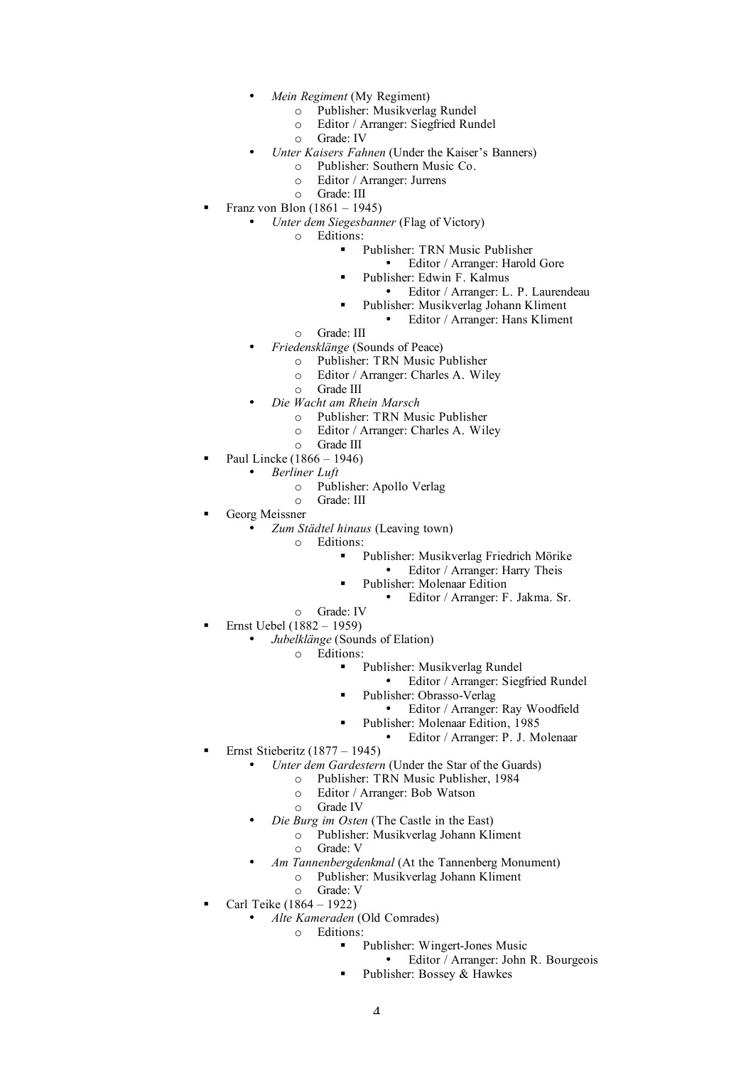- *Mein Regiment* (My Regiment)
        - Publisher: Musikverlag Rundel
        - Editor / Arranger: Siegfried Rundel
        - Grade: IV
    - *Unter Kaisers Fahnen* (Under the Kaiser's Banners)
        - Publisher: Southern Music Co.
        - Editor / Arranger: Jurrens
        - Grade: III
- Franz von Blon (1861 – 1945)
    - *Unter dem Siegesbanner* (Flag of Victory)
        - Editions:
            - Publisher: TRN Music Publisher
                - Editor / Arranger: Harold Gore
            - Publisher: Edwin F. Kalmus
                - Editor / Arranger: L. P. Laurendeau
            - Publisher: Musikverlag Johann Kliment
                - Editor / Arranger: Hans Kliment
        - Grade: III
    - *Friedensklänge* (Sounds of Peace)
        - Publisher: TRN Music Publisher
        - Editor / Arranger: Charles A. Wiley
        - Grade III
    - *Die Wacht am Rhein Marsch*
        - Publisher: TRN Music Publisher
        - Editor / Arranger: Charles A. Wiley
        - Grade III
- Paul Lincke (1866 – 1946)
    - *Berliner Luft*
        - Publisher: Apollo Verlag
        - Grade: III
- Georg Meissner
    - *Zum Städtel hinaus* (Leaving town)
        - Editions:
            - Publisher: Musikverlag Friedrich Mörike
                - Editor / Arranger: Harry Theis
            - Publisher: Molenaar Edition
                - Editor / Arranger: F. Jakma. Sr.
        - Grade: IV
- Ernst Uebel (1882 – 1959)
    - *Jubelklänge* (Sounds of Elation)
        - Editions:
            - Publisher: Musikverlag Rundel
                - Editor / Arranger: Siegfried Rundel
            - Publisher: Obrasso-Verlag
                - Editor / Arranger: Ray Woodfield
            - Publisher: Molenaar Edition, 1985
                - Editor / Arranger: P. J. Molenaar
- Ernst Stieberitz (1877 – 1945)
    - *Unter dem Gardestern* (Under the Star of the Guards)
        - Publisher: TRN Music Publisher, 1984
        - Editor / Arranger: Bob Watson
        - Grade IV
    - *Die Burg im Osten* (The Castle in the East)
        - Publisher: Musikverlag Johann Kliment
        - Grade: V
    - *Am Tannenbergdenkmal* (At the Tannenberg Monument)
        - Publisher: Musikverlag Johann Kliment
        - Grade: V
- Carl Teike (1864 – 1922)
    - *Alte Kameraden* (Old Comrades)
        - Editions:
            - Publisher: Wingert-Jones Music
                - Editor / Arranger: John R. Bourgeois
            - Publisher: Bossey & Hawkes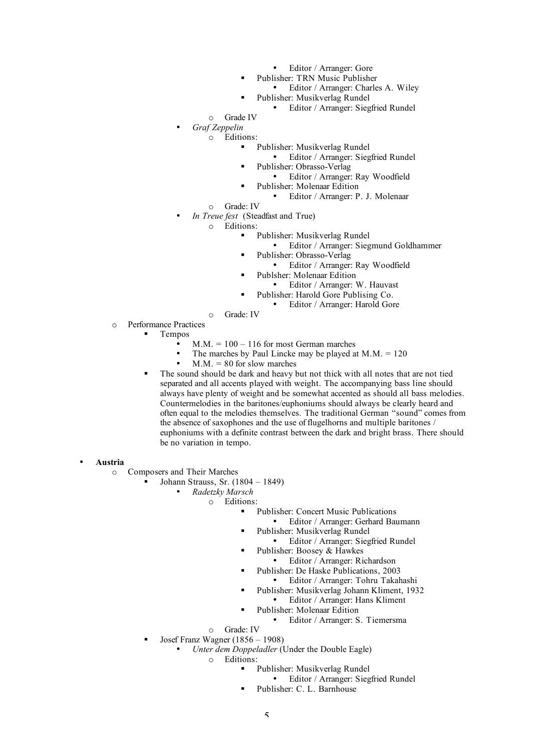- Editor / Arranger: Gore
          - Publisher: TRN Music Publisher
            - Editor / Arranger: Charles A. Wiley
          - Publisher: Musikverlag Rundel
            - Editor / Arranger: Siegfried Rundel
        - Grade IV
      - *Graf Zeppelin*
        - Editions:
          - Publisher: Musikverlag Rundel
            - Editor / Arranger: Siegfried Rundel
          - Publisher: Obrasso-Verlag
            - Editor / Arranger: Ray Woodfield
          - Publisher: Molenaar Edition
            - Editor / Arranger: P. J. Molenaar
        - Grade: IV
      - *In Treue fest* (Steadfast and True)
        - Editions:
          - Publisher: Musikverlag Rundel
            - Editor / Arranger: Siegmund Goldhammer
          - Publisher: Obrasso-Verlag
            - Editor / Arranger: Ray Woodfield
          - Publsher: Molenaar Edition
            - Editor / Arranger: W. Hauvast
          - Publisher: Harold Gore Publising Co.
            - Editor / Arranger: Harold Gore
        - Grade: IV
  - Performance Practices
    - Tempos
      - M.M. = 100 – 116 for most German marches
      - The marches by Paul Lincke may be played at M.M. = 120
      - M.M. = 80 for slow marches
    - The sound should be dark and heavy but not thick with all notes that are not tied separated and all accents played with weight. The accompanying bass line should always have plenty of weight and be somewhat accented as should all bass melodies. Countermelodies in the baritones/euphoniums should always be clearly heard and often equal to the melodies themselves. The traditional German "sound" comes from the absence of saxophones and the use of flugelhorns and multiple baritones / euphoniums with a definite contrast between the dark and bright brass. There should be no variation in tempo.

- **Austria**
  - Composers and Their Marches
    - Johann Strauss, Sr. (1804 – 1849)
      - *Radetzky Marsch*
        - Editions:
          - Publisher: Concert Music Publications
            - Editor / Arranger: Gerhard Baumann
          - Publisher: Musikverlag Rundel
            - Editor / Arranger: Siegfried Rundel
          - Publisher: Boosey & Hawkes
            - Editor / Arranger: Richardson
          - Publisher: De Haske Publications, 2003
            - Editor / Arranger: Tohru Takahashi
          - Publisher: Musikverlag Johann Kliment, 1932
            - Editor / Arranger: Hans Kliment
          - Publisher: Molenaar Edition
            - Editor / Arranger: S. Tiemersma
        - Grade: IV
    - Josef Franz Wagner (1856 – 1908)
      - *Unter dem Doppeladler* (Under the Double Eagle)
        - Editions:
          - Publisher: Musikverlag Rundel
            - Editor / Arranger: Siegfried Rundel
          - Publisher: C. L. Barnhouse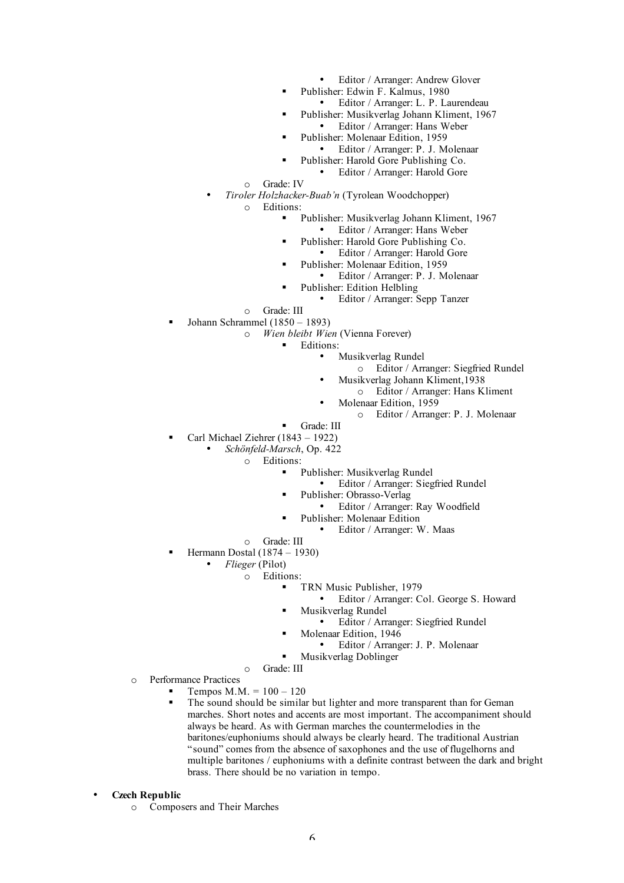- Editor / Arranger: Andrew Glover
      - Publisher: Edwin F. Kalmus, 1980
        - Editor / Arranger: L. P. Laurendeau
      - Publisher: Musikverlag Johann Kliment, 1967
        - Editor / Arranger: Hans Weber
      - Publisher: Molenaar Edition, 1959
        - Editor / Arranger: P. J. Molenaar
      - Publisher: Harold Gore Publishing Co.
        - Editor / Arranger: Harold Gore
    - Grade: IV
  - *Tiroler Holzhacker-Buab'n* (Tyrolean Woodchopper)
    - Editions:
      - Publisher: Musikverlag Johann Kliment, 1967
        - Editor / Arranger: Hans Weber
      - Publisher: Harold Gore Publishing Co.
        - Editor / Arranger: Harold Gore
      - Publisher: Molenaar Edition, 1959
        - Editor / Arranger: P. J. Molenaar
      - Publisher: Edition Helbling
        - Editor / Arranger: Sepp Tanzer
    - Grade: III
- Johann Schrammel (1850 – 1893)
  - *Wien bleibt Wien* (Vienna Forever)
    - Editions:
      - Musikverlag Rundel
        - Editor / Arranger: Siegfried Rundel
      - Musikverlag Johann Kliment,1938
        - Editor / Arranger: Hans Kliment
      - Molenaar Edition, 1959
        - Editor / Arranger: P. J. Molenaar
    - Grade: III
- Carl Michael Ziehrer (1843 – 1922)
  - *Schönfeld-Marsch*, Op. 422
    - Editions:
      - Publisher: Musikverlag Rundel
        - Editor / Arranger: Siegfried Rundel
      - Publisher: Obrasso-Verlag
        - Editor / Arranger: Ray Woodfield
      - Publisher: Molenaar Edition
        - Editor / Arranger: W. Maas
    - Grade: III
- Hermann Dostal (1874 – 1930)
  - *Flieger* (Pilot)
    - Editions:
      - TRN Music Publisher, 1979
        - Editor / Arranger: Col. George S. Howard
      - Musikverlag Rundel
        - Editor / Arranger: Siegfried Rundel
      - Molenaar Edition, 1946
        - Editor / Arranger: J. P. Molenaar
      - Musikverlag Doblinger
    - Grade: III

- Performance Practices
  - Tempos M.M. = 100 – 120
  - The sound should be similar but lighter and more transparent than for Geman marches. Short notes and accents are most important. The accompaniment should always be heard. As with German marches the countermelodies in the baritones/euphoniums should always be clearly heard. The traditional Austrian "sound" comes from the absence of saxophones and the use of flugelhorns and multiple baritones / euphoniums with a definite contrast between the dark and bright brass. There should be no variation in tempo.

- **Czech Republic**
  - Composers and Their Marches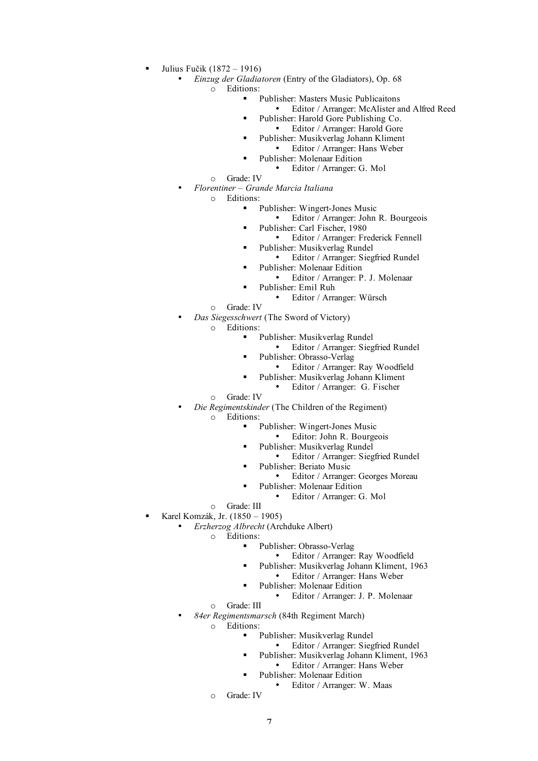- Julius Fučik (1872 – 1916)
  - *Einzug der Gladiatoren* (Entry of the Gladiators), Op. 68
    - Editions:
      - Publisher: Masters Music Publicaitons
        - Editor / Arranger: McAlister and Alfred Reed
      - Publisher: Harold Gore Publishing Co.
        - Editor / Arranger: Harold Gore
      - Publisher: Musikverlag Johann Kliment
        - Editor / Arranger: Hans Weber
      - Publisher: Molenaar Edition
        - Editor / Arranger: G. Mol
    - Grade: IV
  - *Florentiner – Grande Marcia Italiana*
    - Editions:
      - Publisher: Wingert-Jones Music
        - Editor / Arranger: John R. Bourgeois
      - Publisher: Carl Fischer, 1980
        - Editor / Arranger: Frederick Fennell
      - Publisher: Musikverlag Rundel
        - Editor / Arranger: Siegfried Rundel
      - Publisher: Molenaar Edition
        - Editor / Arranger: P. J. Molenaar
      - Publisher: Emil Ruh
        - Editor / Arranger: Würsch
    - Grade: IV
  - *Das Siegesschwert* (The Sword of Victory)
    - Editions:
      - Publisher: Musikverlag Rundel
        - Editor / Arranger: Siegfried Rundel
      - Publisher: Obrasso-Verlag
        - Editor / Arranger: Ray Woodfield
      - Publisher: Musikverlag Johann Kliment
        - Editor / Arranger: G. Fischer
    - Grade: IV
  - *Die Regimentskinder* (The Children of the Regiment)
    - Editions:
      - Publisher: Wingert-Jones Music
        - Editor: John R. Bourgeois
      - Publisher: Musikverlag Rundel
        - Editor / Arranger: Siegfried Rundel
      - Publisher: Beriato Music
        - Editor / Arranger: Georges Moreau
      - Publisher: Molenaar Edition
        - Editor / Arranger: G. Mol
    - Grade: III
- Karel Komzák, Jr. (1850 – 1905)
  - *Erzherzog Albrecht* (Archduke Albert)
    - Editions:
      - Publisher: Obrasso-Verlag
        - Editor / Arranger: Ray Woodfield
      - Publisher: Musikverlag Johann Kliment, 1963
        - Editor / Arranger: Hans Weber
      - Publisher: Molenaar Edition
        - Editor / Arranger: J. P. Molenaar
    - Grade: III
  - *84er Regimentsmarsch* (84th Regiment March)
    - Editions:
      - Publisher: Musikverlag Rundel
        - Editor / Arranger: Siegfried Rundel
      - Publisher: Musikverlag Johann Kliment, 1963
        - Editor / Arranger: Hans Weber
      - Publisher: Molenaar Edition
        - Editor / Arranger: W. Maas
    - Grade: IV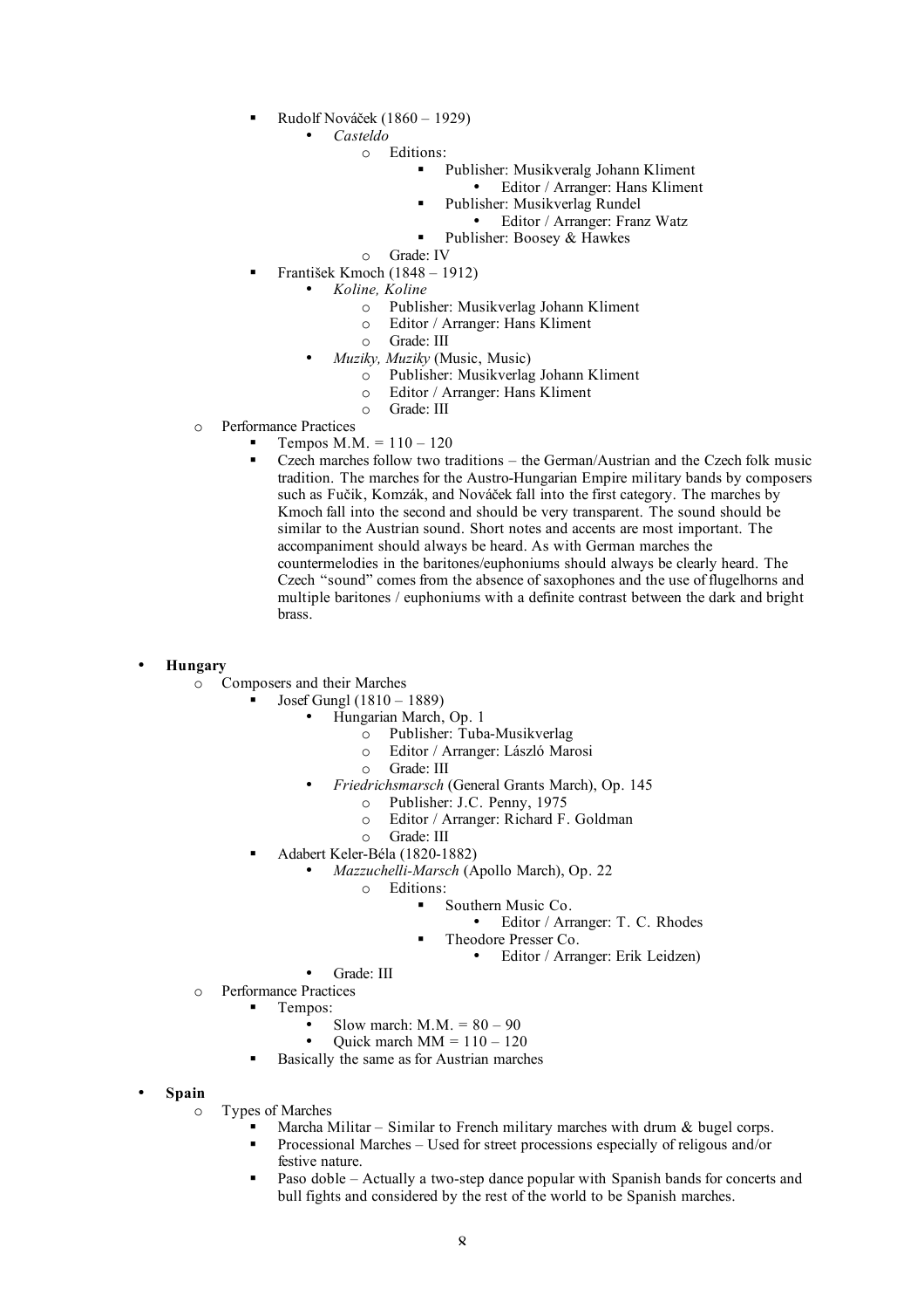- Rudolf Nováček (1860 – 1929)
  - *Casteldo*
    - Editions:
      - Publisher: Musikveralg Johann Kliment
        - Editor / Arranger: Hans Kliment
      - Publisher: Musikverlag Rundel
        - Editor / Arranger: Franz Watz
      - Publisher: Boosey & Hawkes
    - Grade: IV
- František Kmoch (1848 – 1912)
  - *Koline, Koline*
    - Publisher: Musikverlag Johann Kliment
    - Editor / Arranger: Hans Kliment
    - Grade: III
  - *Muziky, Muziky* (Music, Music)
    - Publisher: Musikverlag Johann Kliment
    - Editor / Arranger: Hans Kliment
    - Grade: III

- Performance Practices
  - Tempos M.M. = 110 – 120
  - Czech marches follow two traditions – the German/Austrian and the Czech folk music tradition. The marches for the Austro-Hungarian Empire military bands by composers such as Fučik, Komzák, and Nováček fall into the first category. The marches by Kmoch fall into the second and should be very transparent. The sound should be similar to the Austrian sound. Short notes and accents are most important. The accompaniment should always be heard. As with German marches the countermelodies in the baritones/euphoniums should always be clearly heard. The Czech "sound" comes from the absence of saxophones and the use of flugelhorns and multiple baritones / euphoniums with a definite contrast between the dark and bright brass.

- **Hungary**
  - Composers and their Marches
    - Josef Gungl (1810 – 1889)
      - Hungarian March, Op. 1
        - Publisher: Tuba-Musikverlag
        - Editor / Arranger: László Marosi
        - Grade: III
      - *Friedrichsmarsch* (General Grants March), Op. 145
        - Publisher: J.C. Penny, 1975
        - Editor / Arranger: Richard F. Goldman
        - Grade: III
    - Adabert Keler-Béla (1820-1882)
      - *Mazzuchelli-Marsch* (Apollo March), Op. 22
        - Editions:
          - Southern Music Co.
            - Editor / Arranger: T. C. Rhodes
          - Theodore Presser Co.
            - Editor / Arranger: Erik Leidzen)
      - Grade: III
  - Performance Practices
    - Tempos:
      - Slow march: M.M. = 80 – 90
      - Quick march MM = 110 – 120
    - Basically the same as for Austrian marches

- **Spain**
  - Types of Marches
    - Marcha Militar – Similar to French military marches with drum & bugel corps.
    - Processional Marches – Used for street processions especially of religous and/or festive nature.
    - Paso doble – Actually a two-step dance popular with Spanish bands for concerts and bull fights and considered by the rest of the world to be Spanish marches.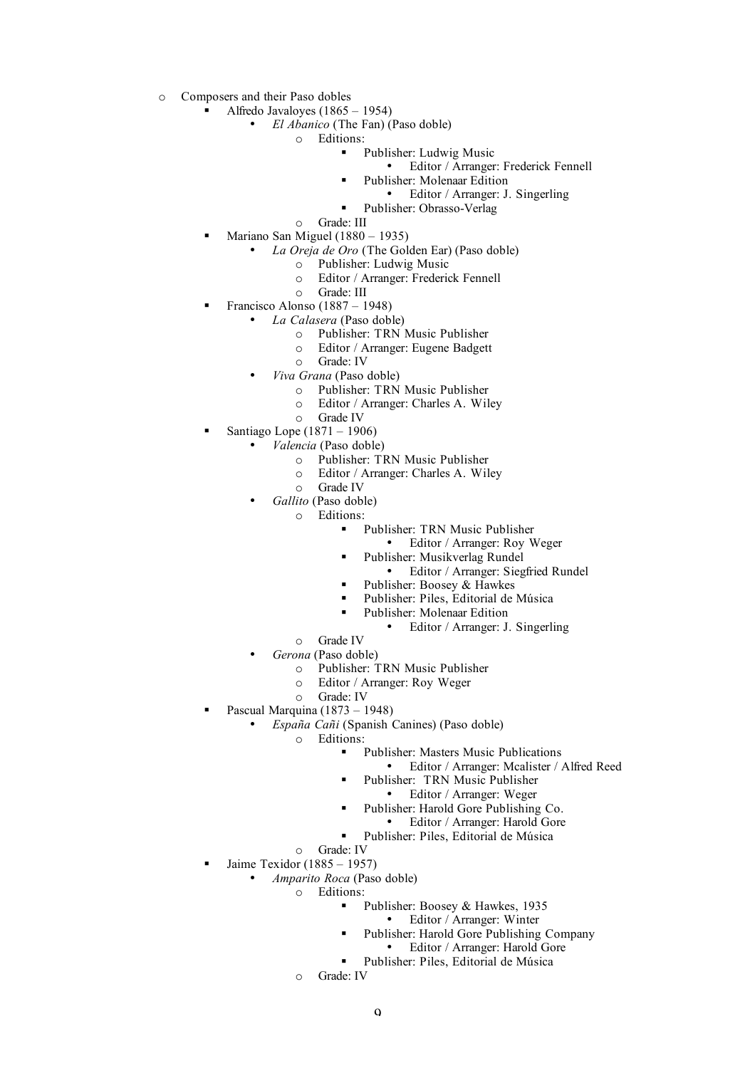- Composers and their Paso dobles
  - Alfredo Javaloyes (1865 – 1954)
    - *El Abanico* (The Fan) (Paso doble)
      - Editions:
        - Publisher: Ludwig Music
          - Editor / Arranger: Frederick Fennell
        - Publisher: Molenaar Edition
          - Editor / Arranger: J. Singerling
        - Publisher: Obrasso-Verlag
      - Grade: III
  - Mariano San Miguel (1880 – 1935)
    - *La Oreja de Oro* (The Golden Ear) (Paso doble)
      - Publisher: Ludwig Music
      - Editor / Arranger: Frederick Fennell
      - Grade: III
  - Francisco Alonso (1887 – 1948)
    - *La Calasera* (Paso doble)
      - Publisher: TRN Music Publisher
      - Editor / Arranger: Eugene Badgett
      - Grade: IV
    - *Viva Grana* (Paso doble)
      - Publisher: TRN Music Publisher
      - Editor / Arranger: Charles A. Wiley
      - Grade IV
  - Santiago Lope (1871 – 1906)
    - *Valencia* (Paso doble)
      - Publisher: TRN Music Publisher
      - Editor / Arranger: Charles A. Wiley
      - Grade IV
    - *Gallito* (Paso doble)
      - Editions:
        - Publisher: TRN Music Publisher
          - Editor / Arranger: Roy Weger
        - Publisher: Musikverlag Rundel
          - Editor / Arranger: Siegfried Rundel
        - Publisher: Boosey & Hawkes
        - Publisher: Piles, Editorial de Música
        - Publisher: Molenaar Edition
          - Editor / Arranger: J. Singerling
      - Grade IV
    - *Gerona* (Paso doble)
      - Publisher: TRN Music Publisher
      - Editor / Arranger: Roy Weger
      - Grade: IV
  - Pascual Marquina (1873 – 1948)
    - *España Cañi* (Spanish Canines) (Paso doble)
      - Editions:
        - Publisher: Masters Music Publications
          - Editor / Arranger: Mcalister / Alfred Reed
        - Publisher: TRN Music Publisher
          - Editor / Arranger: Weger
        - Publisher: Harold Gore Publishing Co.
          - Editor / Arranger: Harold Gore
        - Publisher: Piles, Editorial de Música
      - Grade: IV
  - Jaime Texidor (1885 – 1957)
    - *Amparito Roca* (Paso doble)
      - Editions:
        - Publisher: Boosey & Hawkes, 1935
          - Editor / Arranger: Winter
        - Publisher: Harold Gore Publishing Company
          - Editor / Arranger: Harold Gore
        - Publisher: Piles, Editorial de Música
      - Grade: IV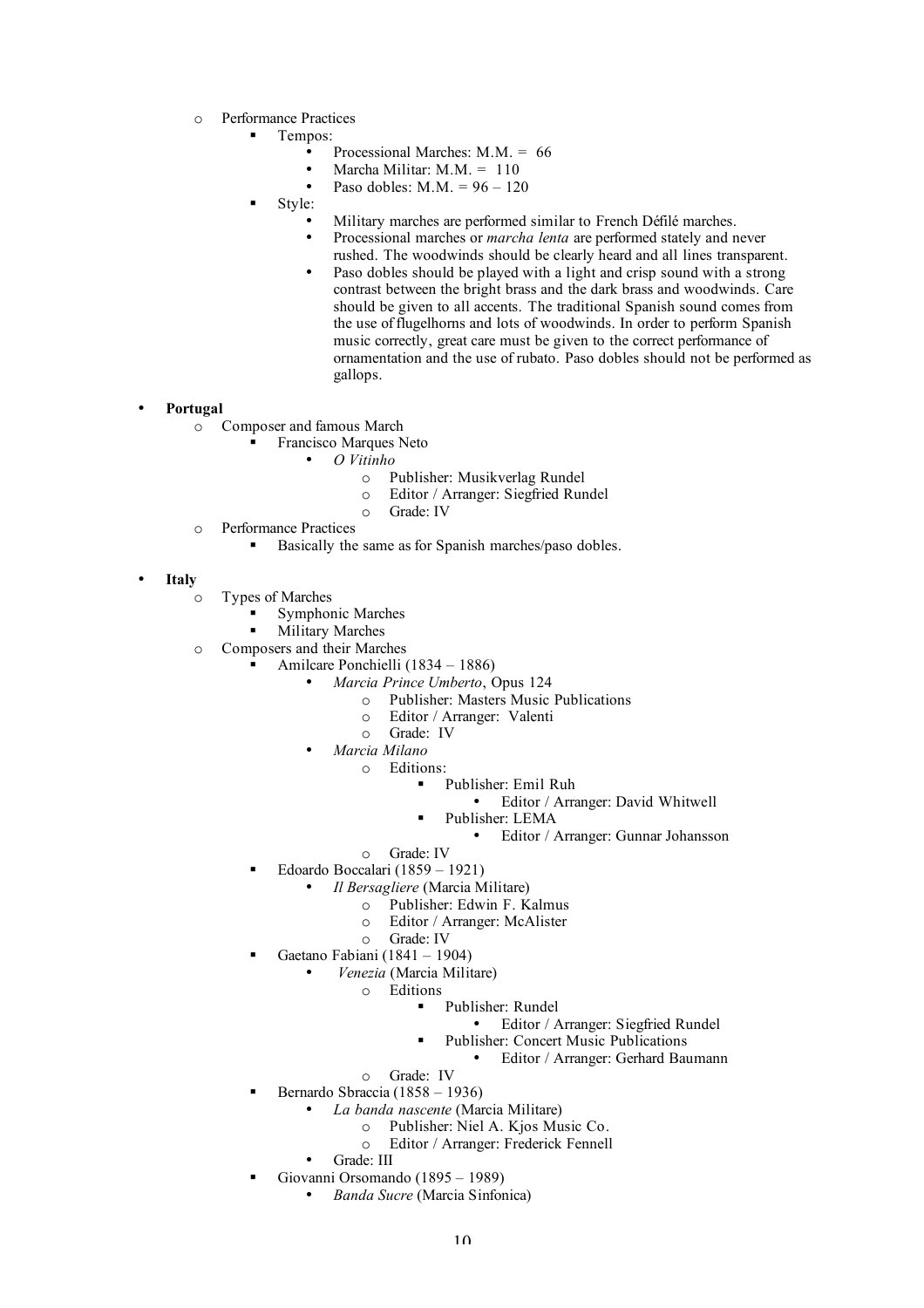- Performance Practices
  - Tempos:
    - Processional Marches: M.M. = 66
    - Marcha Militar: M.M. = 110
    - Paso dobles: M.M. = 96 – 120
  - Style:
    - Military marches are performed similar to French Défilé marches.
    - Processional marches or *marcha lenta* are performed stately and never rushed. The woodwinds should be clearly heard and all lines transparent.
    - Paso dobles should be played with a light and crisp sound with a strong contrast between the bright brass and the dark brass and woodwinds. Care should be given to all accents. The traditional Spanish sound comes from the use of flugelhorns and lots of woodwinds. In order to perform Spanish music correctly, great care must be given to the correct performance of ornamentation and the use of rubato. Paso dobles should not be performed as gallops.

- **Portugal**
  - Composer and famous March
    - Francisco Marques Neto
      - *O Vitinho*
        - Publisher: Musikverlag Rundel
        - Editor / Arranger: Siegfried Rundel
        - Grade: IV
  - Performance Practices
    - Basically the same as for Spanish marches/paso dobles.

- **Italy**
  - Types of Marches
    - Symphonic Marches
    - Military Marches
  - Composers and their Marches
    - Amilcare Ponchielli (1834 – 1886)
      - *Marcia Prince Umberto*, Opus 124
        - Publisher: Masters Music Publications
        - Editor / Arranger: Valenti
        - Grade: IV
      - *Marcia Milano*
        - Editions:
          - Publisher: Emil Ruh
            - Editor / Arranger: David Whitwell
          - Publisher: LEMA
            - Editor / Arranger: Gunnar Johansson
        - Grade: IV
    - Edoardo Boccalari (1859 – 1921)
      - *Il Bersagliere* (Marcia Militare)
        - Publisher: Edwin F. Kalmus
        - Editor / Arranger: McAlister
        - Grade: IV
    - Gaetano Fabiani (1841 – 1904)
      - *Venezia* (Marcia Militare)
        - Editions
          - Publisher: Rundel
            - Editor / Arranger: Siegfried Rundel
          - Publisher: Concert Music Publications
            - Editor / Arranger: Gerhard Baumann
        - Grade: IV
    - Bernardo Sbraccia (1858 – 1936)
      - *La banda nascente* (Marcia Militare)
        - Publisher: Niel A. Kjos Music Co.
        - Editor / Arranger: Frederick Fennell
      - Grade: III
    - Giovanni Orsomando (1895 – 1989)
      - *Banda Sucre* (Marcia Sinfonica)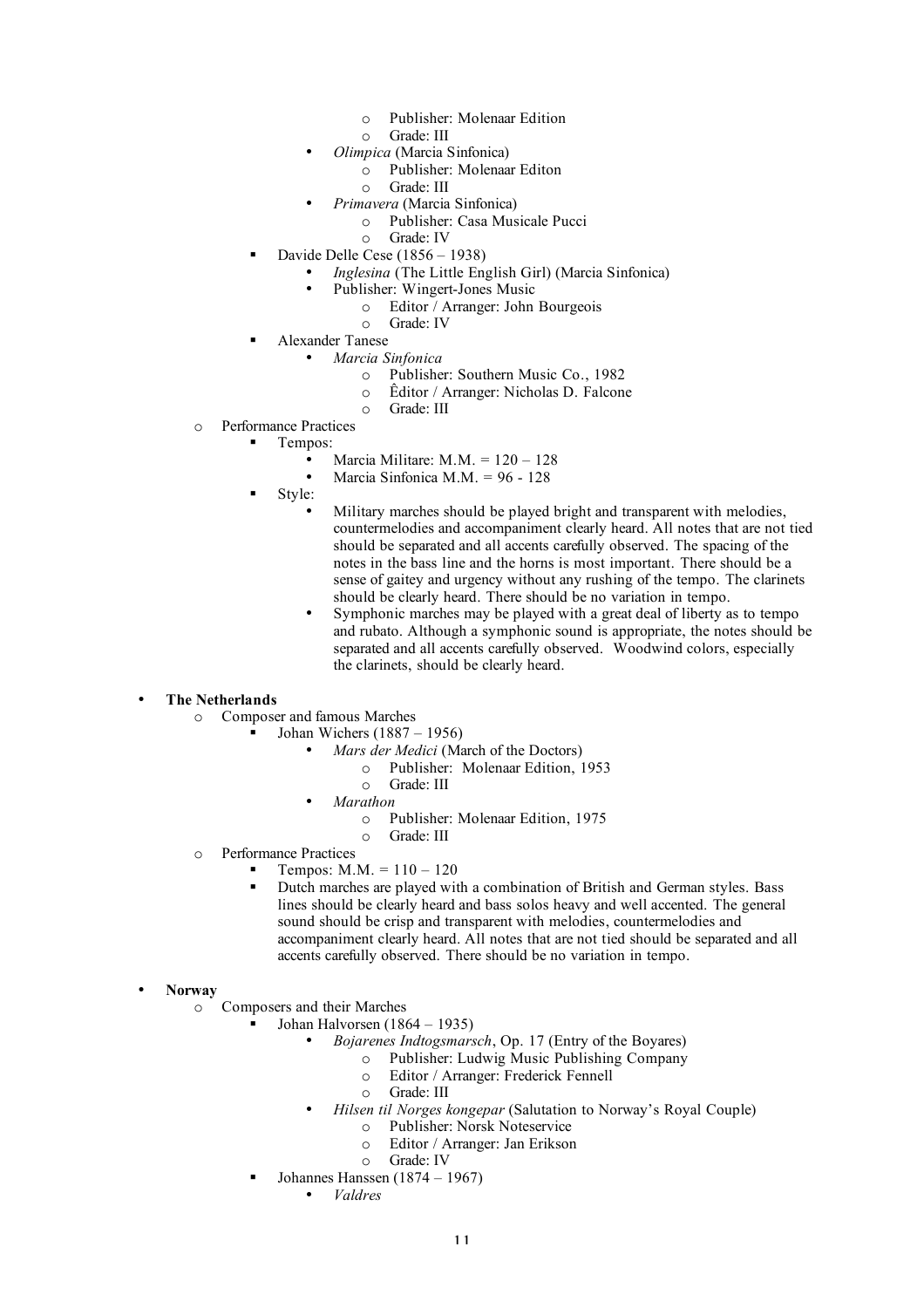- Publisher: Molenaar Edition
      - Grade: III
    - *Olimpica* (Marcia Sinfonica)
      - Publisher: Molenaar Editon
      - Grade: III
    - *Primavera* (Marcia Sinfonica)
      - Publisher: Casa Musicale Pucci
      - Grade: IV
  - Davide Delle Cese (1856 – 1938)
    - *Inglesina* (The Little English Girl) (Marcia Sinfonica)
    - Publisher: Wingert-Jones Music
      - Editor / Arranger: John Bourgeois
      - Grade: IV
  - Alexander Tanese
    - *Marcia Sinfonica*
      - Publisher: Southern Music Co., 1982
      - Êditor / Arranger: Nicholas D. Falcone
      - Grade: III
- Performance Practices
  - Tempos:
    - Marcia Militare: M.M. = 120 – 128
    - Marcia Sinfonica M.M. = 96 - 128
  - Style:
    - Military marches should be played bright and transparent with melodies, countermelodies and accompaniment clearly heard. All notes that are not tied should be separated and all accents carefully observed. The spacing of the notes in the bass line and the horns is most important. There should be a sense of gaitey and urgency without any rushing of the tempo. The clarinets should be clearly heard. There should be no variation in tempo.
    - Symphonic marches may be played with a great deal of liberty as to tempo and rubato. Although a symphonic sound is appropriate, the notes should be separated and all accents carefully observed. Woodwind colors, especially the clarinets, should be clearly heard.

- **The Netherlands**
  - Composer and famous Marches
    - Johan Wichers (1887 – 1956)
      - *Mars der Medici* (March of the Doctors)
        - Publisher: Molenaar Edition, 1953
        - Grade: III
      - *Marathon*
        - Publisher: Molenaar Edition, 1975
        - Grade: III
  - Performance Practices
    - Tempos: M.M. = 110 – 120
    - Dutch marches are played with a combination of British and German styles. Bass lines should be clearly heard and bass solos heavy and well accented. The general sound should be crisp and transparent with melodies, countermelodies and accompaniment clearly heard. All notes that are not tied should be separated and all accents carefully observed. There should be no variation in tempo.

- **Norway**
  - Composers and their Marches
    - Johan Halvorsen (1864 – 1935)
      - *Bojarenes Indtogsmarsch*, Op. 17 (Entry of the Boyares)
        - Publisher: Ludwig Music Publishing Company
        - Editor / Arranger: Frederick Fennell
        - Grade: III
      - *Hilsen til Norges kongepar* (Salutation to Norway's Royal Couple)
        - Publisher: Norsk Noteservice
        - Editor / Arranger: Jan Erikson
        - Grade: IV
    - Johannes Hanssen (1874 – 1967)
      - *Valdres*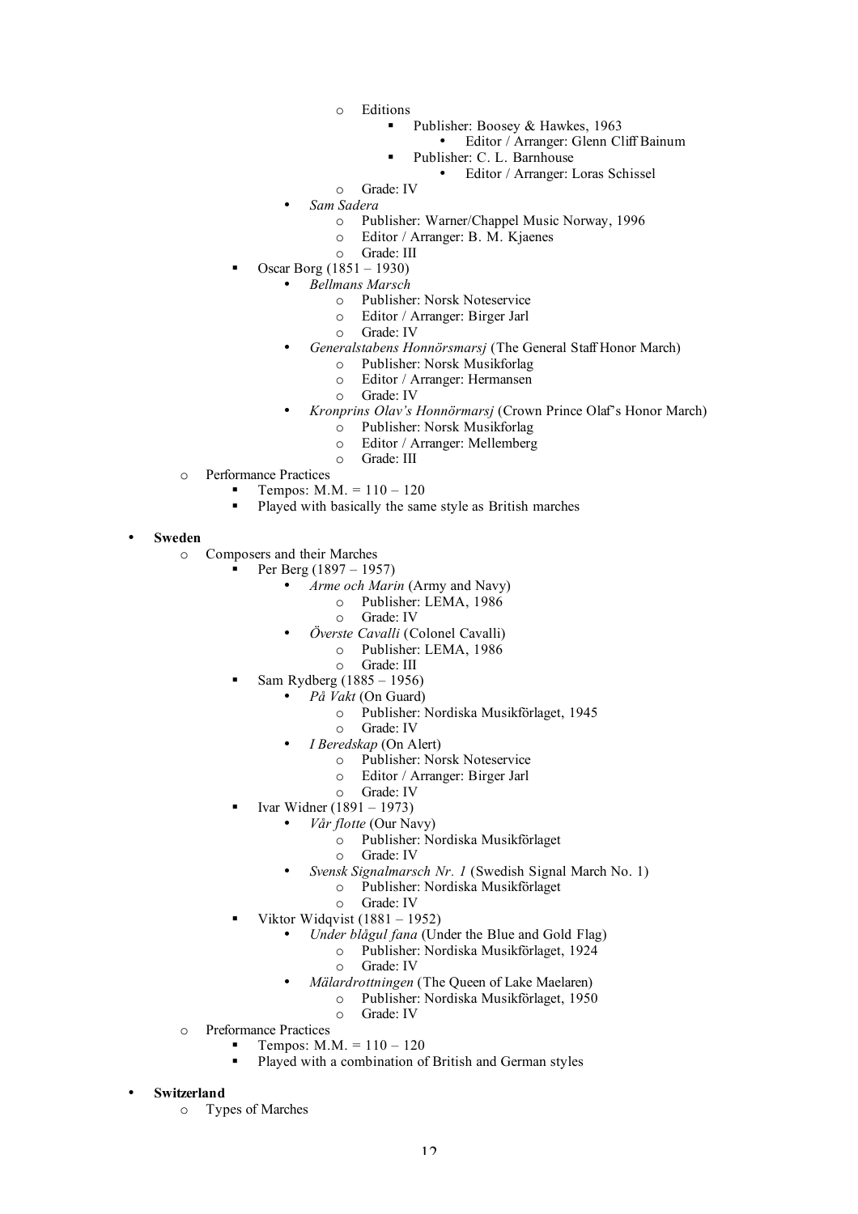- Editions
  - Publisher: Boosey & Hawkes, 1963
    - Editor / Arranger: Glenn Cliff Bainum
  - Publisher: C. L. Barnhouse
    - Editor / Arranger: Loras Schissel
- Grade: IV

- *Sam Sadera*
  - Publisher: Warner/Chappel Music Norway, 1996
  - Editor / Arranger: B. M. Kjaenes
  - Grade: III
- Oscar Borg (1851 – 1930)
  - *Bellmans Marsch*
    - Publisher: Norsk Noteservice
    - Editor / Arranger: Birger Jarl
    - Grade: IV
  - *Generalstabens Honnörsmarsj* (The General Staff Honor March)
    - Publisher: Norsk Musikforlag
    - Editor / Arranger: Hermansen
    - Grade: IV
  - *Kronprins Olav's Honnörmarsj* (Crown Prince Olaf's Honor March)
    - Publisher: Norsk Musikforlag
    - Editor / Arranger: Mellemberg
    - Grade: III
- Performance Practices
  - Tempos: M.M. = 110 – 120
  - Played with basically the same style as British marches

- **Sweden**
  - Composers and their Marches
    - Per Berg (1897 – 1957)
      - *Arme och Marin* (Army and Navy)
        - Publisher: LEMA, 1986
        - Grade: IV
      - *Överste Cavalli* (Colonel Cavalli)
        - Publisher: LEMA, 1986
        - Grade: III
    - Sam Rydberg (1885 – 1956)
      - *På Vakt* (On Guard)
        - Publisher: Nordiska Musikförlaget, 1945
        - Grade: IV
      - *I Beredskap* (On Alert)
        - Publisher: Norsk Noteservice
        - Editor / Arranger: Birger Jarl
        - Grade: IV
    - Ivar Widner (1891 – 1973)
      - *Vår flotte* (Our Navy)
        - Publisher: Nordiska Musikförlaget
        - Grade: IV
      - *Svensk Signalmarsch Nr. 1* (Swedish Signal March No. 1)
        - Publisher: Nordiska Musikförlaget
        - Grade: IV
    - Viktor Widqvist (1881 – 1952)
      - *Under blågul fana* (Under the Blue and Gold Flag)
        - Publisher: Nordiska Musikförlaget, 1924
        - Grade: IV
      - *Mälardrottningen* (The Queen of Lake Maelaren)
        - Publisher: Nordiska Musikförlaget, 1950
        - Grade: IV
  - Preformance Practices
    - Tempos: M.M. = 110 – 120
    - Played with a combination of British and German styles

- **Switzerland**
  - Types of Marches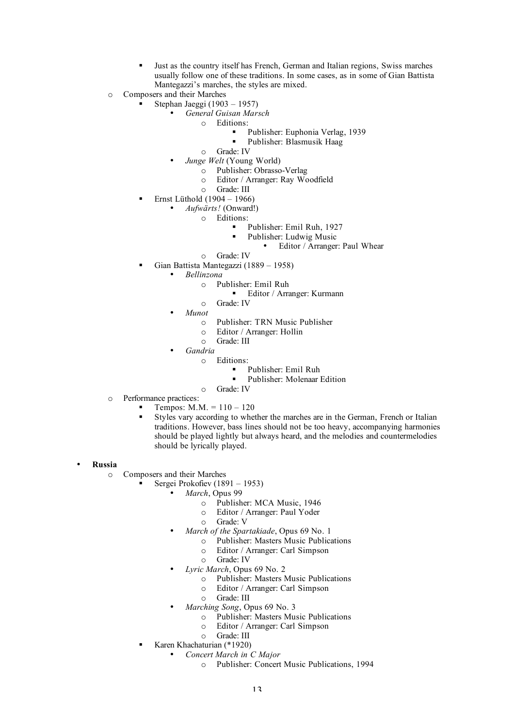- Just as the country itself has French, German and Italian regions, Swiss marches usually follow one of these traditions. In some cases, as in some of Gian Battista Mantegazzi's marches, the styles are mixed.
    - Composers and their Marches
        - Stephan Jaeggi (1903 – 1957)
            - *General Guisan Marsch*
                - Editions:
                    - Publisher: Euphonia Verlag, 1939
                    - Publisher: Blasmusik Haag
                - Grade: IV
            - *Junge Welt* (Young World)
                - Publisher: Obrasso-Verlag
                - Editor / Arranger: Ray Woodfield
                - Grade: III
        - Ernst Lüthold (1904 – 1966)
            - *Aufwärts!* (Onward!)
                - Editions:
                    - Publisher: Emil Ruh, 1927
                    - Publisher: Ludwig Music
                        - Editor / Arranger: Paul Whear
                - Grade: IV
        - Gian Battista Mantegazzi (1889 – 1958)
            - *Bellinzona*
                - Publisher: Emil Ruh
                    - Editor / Arranger: Kurmann
                - Grade: IV
            - *Munot*
                - Publisher: TRN Music Publisher
                - Editor / Arranger: Hollin
                - Grade: III
            - *Gandria*
                - Editions:
                    - Publisher: Emil Ruh
                    - Publisher: Molenaar Edition
                - Grade: IV
    - Performance practices:
        - Tempos: M.M. = 110 – 120
        - Styles vary according to whether the marches are in the German, French or Italian traditions. However, bass lines should not be too heavy, accompanying harmonies should be played lightly but always heard, and the melodies and countermelodies should be lyrically played.

- **Russia**
    - Composers and their Marches
        - Sergei Prokofiev (1891 – 1953)
            - *March*, Opus 99
                - Publisher: MCA Music, 1946
                - Editor / Arranger: Paul Yoder
                - Grade: V
            - *March of the Spartakiade*, Opus 69 No. 1
                - Publisher: Masters Music Publications
                - Editor / Arranger: Carl Simpson
                - Grade: IV
            - *Lyric March*, Opus 69 No. 2
                - Publisher: Masters Music Publications
                - Editor / Arranger: Carl Simpson
                - Grade: III
            - *Marching Song*, Opus 69 No. 3
                - Publisher: Masters Music Publications
                - Editor / Arranger: Carl Simpson
                - Grade: III
        - Karen Khachaturian (*1920)
            - *Concert March in C Major*
                - Publisher: Concert Music Publications, 1994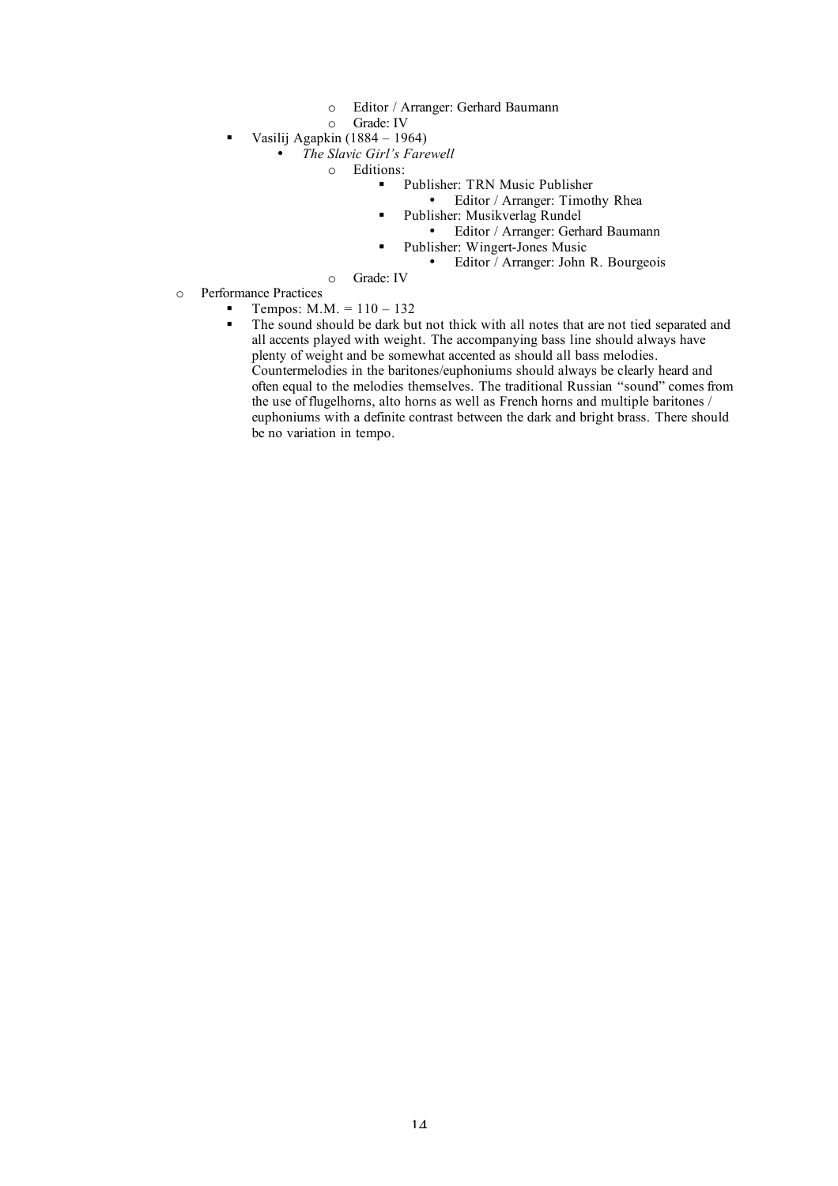- Editor / Arranger: Gerhard Baumann
          - Grade: IV
    - Vasilij Agapkin (1884 – 1964)
      - *The Slavic Girl's Farewell*
        - Editions:
          - Publisher: TRN Music Publisher
            - Editor / Arranger: Timothy Rhea
          - Publisher: Musikverlag Rundel
            - Editor / Arranger: Gerhard Baumann
          - Publisher: Wingert-Jones Music
            - Editor / Arranger: John R. Bourgeois
        - Grade: IV
  - Performance Practices
    - Tempos: M.M. = 110 – 132
    - The sound should be dark but not thick with all notes that are not tied separated and all accents played with weight. The accompanying bass line should always have plenty of weight and be somewhat accented as should all bass melodies. Countermelodies in the baritones/euphoniums should always be clearly heard and often equal to the melodies themselves. The traditional Russian "sound" comes from the use of flugelhorns, alto horns as well as French horns and multiple baritones / euphoniums with a definite contrast between the dark and bright brass. There should be no variation in tempo.